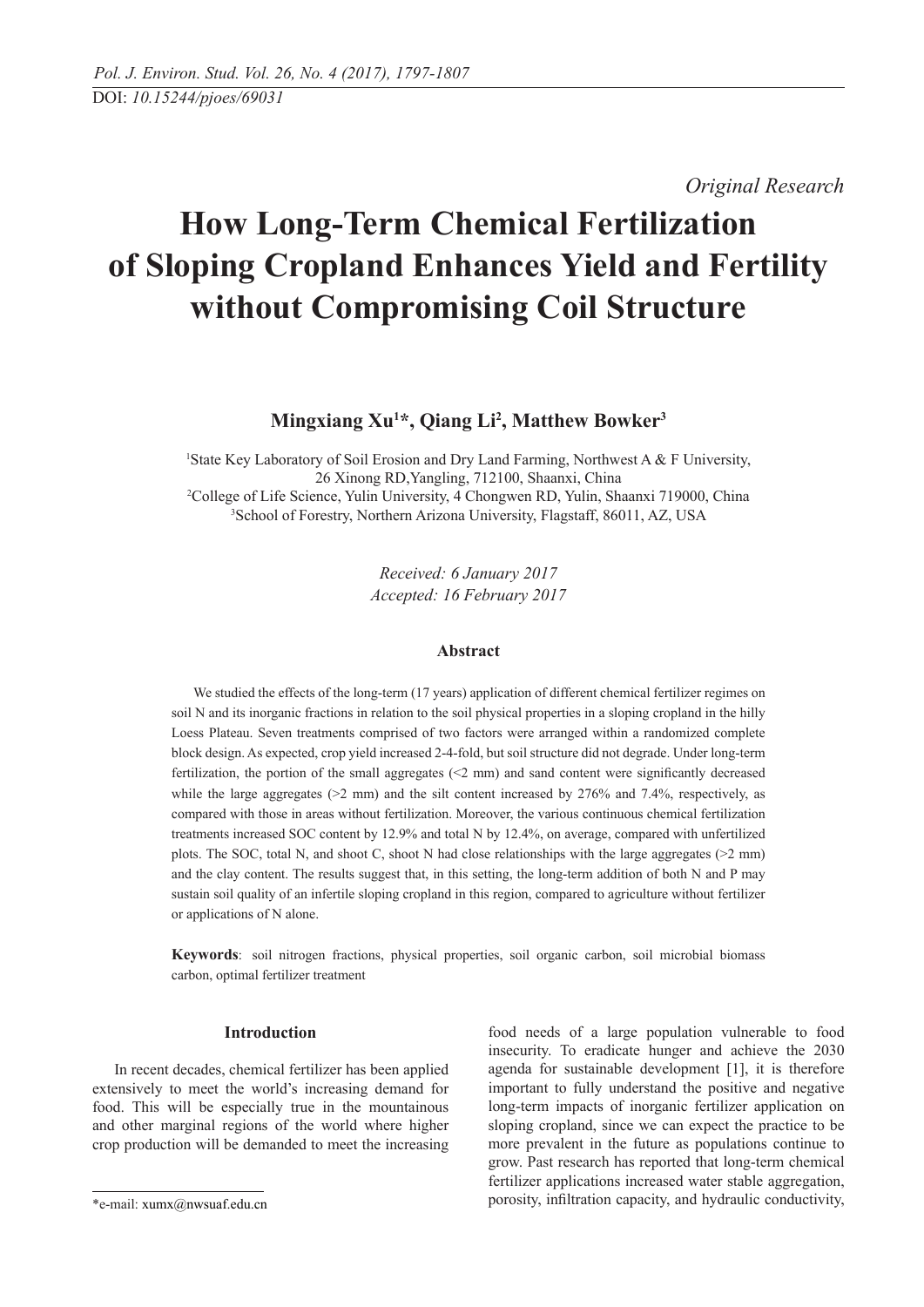*Original Research*

# How Long-Term Chemical Fertilization of Sloping Cropland Enhances Yield and Fertility without Compromising Coil Structure

**Mingxiang Xu[1]*, Qiang Li[2], Matthew Bowker[3]**

[1]State Key Laboratory of Soil Erosion and Dry Land Farming, Northwest A & F University, 26 Xinong RD,Yangling, 712100, Shaanxi, China
[2]College of Life Science, Yulin University, 4 Chongwen RD, Yulin, Shaanxi 719000, China
[3]School of Forestry, Northern Arizona University, Flagstaff, 86011, AZ, USA

*Received: 6 January 2017*
*Accepted: 16 February 2017*

## Abstract

We studied the effects of the long-term (17 years) application of different chemical fertilizer regimes on soil N and its inorganic fractions in relation to the soil physical properties in a sloping cropland in the hilly Loess Plateau. Seven treatments comprised of two factors were arranged within a randomized complete block design. As expected, crop yield increased 2-4-fold, but soil structure did not degrade. Under long-term fertilization, the portion of the small aggregates (<2 mm) and sand content were significantly decreased while the large aggregates (>2 mm) and the silt content increased by 276% and 7.4%, respectively, as compared with those in areas without fertilization. Moreover, the various continuous chemical fertilization treatments increased SOC content by 12.9% and total N by 12.4%, on average, compared with unfertilized plots. The SOC, total N, and shoot C, shoot N had close relationships with the large aggregates (>2 mm) and the clay content. The results suggest that, in this setting, the long-term addition of both N and P may sustain soil quality of an infertile sloping cropland in this region, compared to agriculture without fertilizer or applications of N alone.

**Keywords**: soil nitrogen fractions, physical properties, soil organic carbon, soil microbial biomass carbon, optimal fertilizer treatment

## Introduction

In recent decades, chemical fertilizer has been applied extensively to meet the world's increasing demand for food. This will be especially true in the mountainous and other marginal regions of the world where higher crop production will be demanded to meet the increasing food needs of a large population vulnerable to food insecurity. To eradicate hunger and achieve the 2030 agenda for sustainable development [1], it is therefore important to fully understand the positive and negative long-term impacts of inorganic fertilizer application on sloping cropland, since we can expect the practice to be more prevalent in the future as populations continue to grow. Past research has reported that long-term chemical fertilizer applications increased water stable aggregation, porosity, infiltration capacity, and hydraulic conductivity,

*e-mail: xumx@nwsuaf.edu.cn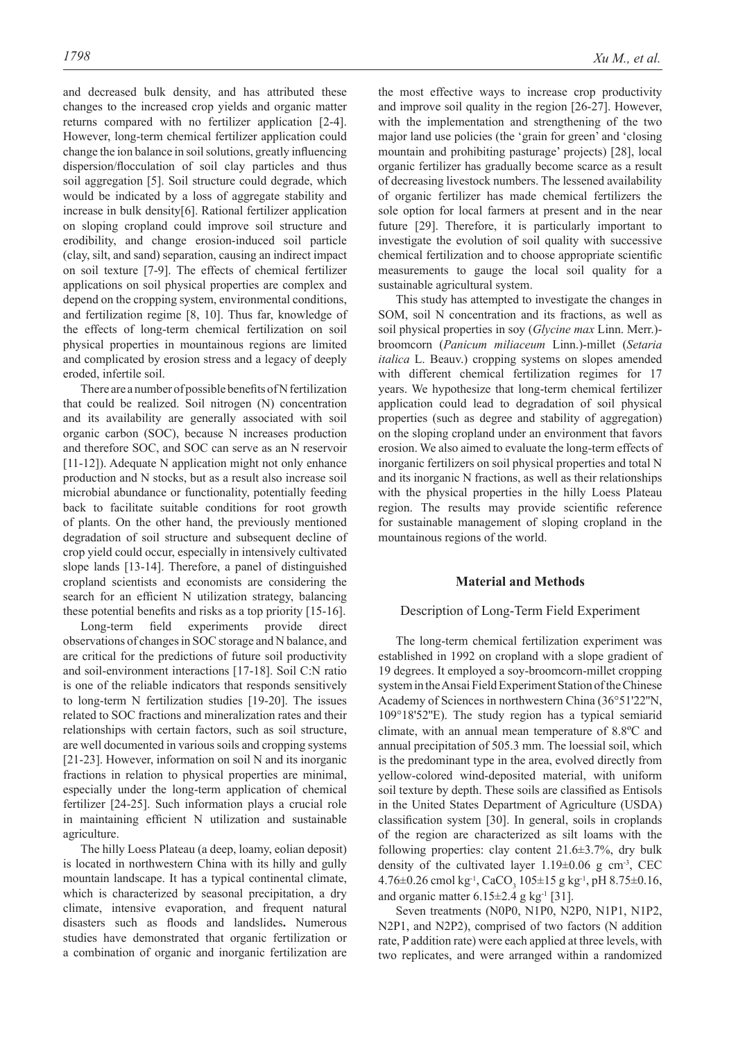and decreased bulk density, and has attributed these changes to the increased crop yields and organic matter returns compared with no fertilizer application [2-4]. However, long-term chemical fertilizer application could change the ion balance in soil solutions, greatly influencing dispersion/flocculation of soil clay particles and thus soil aggregation [5]. Soil structure could degrade, which would be indicated by a loss of aggregate stability and increase in bulk density[6]. Rational fertilizer application on sloping cropland could improve soil structure and erodibility, and change erosion-induced soil particle (clay, silt, and sand) separation, causing an indirect impact on soil texture [7-9]. The effects of chemical fertilizer applications on soil physical properties are complex and depend on the cropping system, environmental conditions, and fertilization regime [8, 10]. Thus far, knowledge of the effects of long-term chemical fertilization on soil physical properties in mountainous regions are limited and complicated by erosion stress and a legacy of deeply eroded, infertile soil.

There are a number of possible benefits of N fertilization that could be realized. Soil nitrogen (N) concentration and its availability are generally associated with soil organic carbon (SOC), because N increases production and therefore SOC, and SOC can serve as an N reservoir [11-12]). Adequate N application might not only enhance production and N stocks, but as a result also increase soil microbial abundance or functionality, potentially feeding back to facilitate suitable conditions for root growth of plants. On the other hand, the previously mentioned degradation of soil structure and subsequent decline of crop yield could occur, especially in intensively cultivated slope lands [13-14]. Therefore, a panel of distinguished cropland scientists and economists are considering the search for an efficient N utilization strategy, balancing these potential benefits and risks as a top priority [15-16].

Long-term field experiments provide direct observations of changes in SOC storage and N balance, and are critical for the predictions of future soil productivity and soil-environment interactions [17-18]. Soil C:N ratio is one of the reliable indicators that responds sensitively to long-term N fertilization studies [19-20]. The issues related to SOC fractions and mineralization rates and their relationships with certain factors, such as soil structure, are well documented in various soils and cropping systems [21-23]. However, information on soil N and its inorganic fractions in relation to physical properties are minimal, especially under the long-term application of chemical fertilizer [24-25]. Such information plays a crucial role in maintaining efficient N utilization and sustainable agriculture.

The hilly Loess Plateau (a deep, loamy, eolian deposit) is located in northwestern China with its hilly and gully mountain landscape. It has a typical continental climate, which is characterized by seasonal precipitation, a dry climate, intensive evaporation, and frequent natural disasters such as floods and landslides**.** Numerous studies have demonstrated that organic fertilization or a combination of organic and inorganic fertilization are the most effective ways to increase crop productivity and improve soil quality in the region [26-27]. However, with the implementation and strengthening of the two major land use policies (the 'grain for green' and 'closing mountain and prohibiting pasturage' projects) [28], local organic fertilizer has gradually become scarce as a result of decreasing livestock numbers. The lessened availability of organic fertilizer has made chemical fertilizers the sole option for local farmers at present and in the near future [29]. Therefore, it is particularly important to investigate the evolution of soil quality with successive chemical fertilization and to choose appropriate scientific measurements to gauge the local soil quality for a sustainable agricultural system.

This study has attempted to investigate the changes in SOM, soil N concentration and its fractions, as well as soil physical properties in soy (*Glycine max* Linn. Merr.)-broomcorn (*Panicum miliaceum* Linn.)-millet (*Setaria italica* L. Beauv.) cropping systems on slopes amended with different chemical fertilization regimes for 17 years. We hypothesize that long-term chemical fertilizer application could lead to degradation of soil physical properties (such as degree and stability of aggregation) on the sloping cropland under an environment that favors erosion. We also aimed to evaluate the long-term effects of inorganic fertilizers on soil physical properties and total N and its inorganic N fractions, as well as their relationships with the physical properties in the hilly Loess Plateau region. The results may provide scientific reference for sustainable management of sloping cropland in the mountainous regions of the world.

## Material and Methods

### Description of Long-Term Field Experiment

The long-term chemical fertilization experiment was established in 1992 on cropland with a slope gradient of 19 degrees. It employed a soy-broomcorn-millet cropping system in the Ansai Field Experiment Station of the Chinese Academy of Sciences in northwestern China (36°51'22''N, 109°18'52''E). The study region has a typical semiarid climate, with an annual mean temperature of 8.8ºC and annual precipitation of 505.3 mm. The loessial soil, which is the predominant type in the area, evolved directly from yellow-colored wind-deposited material, with uniform soil texture by depth. These soils are classified as Entisols in the United States Department of Agriculture (USDA) classification system [30]. In general, soils in croplands of the region are characterized as silt loams with the following properties: clay content 21.6±3.7%, dry bulk density of the cultivated layer 1.19±0.06 g $cm^{-3}$, CEC 4.76±0.26 cmol $kg^{-1}$, $CaCO_3$ 105±15 g $kg^{-1}$, pH 8.75±0.16, and organic matter 6.15±2.4 g $kg^{-1}$ [31].

Seven treatments (N0P0, N1P0, N2P0, N1P1, N1P2, N2P1, and N2P2), comprised of two factors (N addition rate, P addition rate) were each applied at three levels, with two replicates, and were arranged within a randomized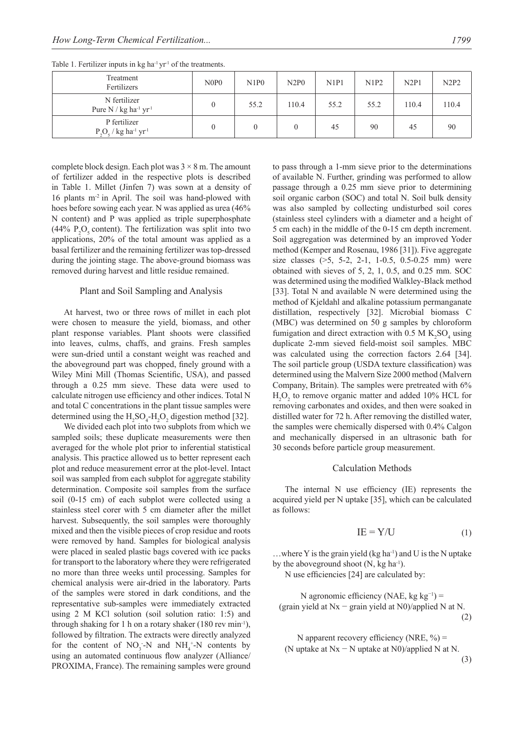Table 1. Fertilizer inputs in kg ha$^{-1}$ yr$^{-1}$ of the treatments.

| Treatment Fertilizers | N0P0 | N1P0 | N2P0 | N1P1 | N1P2 | N2P1 | N2P2 |
|---|---|---|---|---|---|---|---|
| N fertilizer Pure N / kg ha$^{-1}$ yr$^{-1}$ | 0 | 55.2 | 110.4 | 55.2 | 55.2 | 110.4 | 110.4 |
| P fertilizer $P_2O_5$ / kg ha$^{-1}$ yr$^{-1}$ | 0 | 0 | 0 | 45 | 90 | 45 | 90 |

complete block design. Each plot was 3 × 8 m. The amount of fertilizer added in the respective plots is described in Table 1. Millet (Jinfen 7) was sown at a density of 16 plants m$^{-2}$ in April. The soil was hand-plowed with hoes before sowing each year. N was applied as urea (46% N content) and P was applied as triple superphosphate (44% $P_2O_5$ content). The fertilization was split into two applications, 20% of the total amount was applied as a basal fertilizer and the remaining fertilizer was top-dressed during the jointing stage. The above-ground biomass was removed during harvest and little residue remained.

## Plant and Soil Sampling and Analysis

At harvest, two or three rows of millet in each plot were chosen to measure the yield, biomass, and other plant response variables. Plant shoots were classified into leaves, culms, chaffs, and grains. Fresh samples were sun-dried until a constant weight was reached and the aboveground part was chopped, finely ground with a Wiley Mini Mill (Thomas Scientific, USA), and passed through a 0.25 mm sieve. These data were used to calculate nitrogen use efficiency and other indices. Total N and total C concentrations in the plant tissue samples were determined using the $H_2SO_4$-$H_2O_2$ digestion method [32].

We divided each plot into two subplots from which we sampled soils; these duplicate measurements were then averaged for the whole plot prior to inferential statistical analysis. This practice allowed us to better represent each plot and reduce measurement error at the plot-level. Intact soil was sampled from each subplot for aggregate stability determination. Composite soil samples from the surface soil (0-15 cm) of each subplot were collected using a stainless steel corer with 5 cm diameter after the millet harvest. Subsequently, the soil samples were thoroughly mixed and then the visible pieces of crop residue and roots were removed by hand. Samples for biological analysis were placed in sealed plastic bags covered with ice packs for transport to the laboratory where they were refrigerated no more than three weeks until processing. Samples for chemical analysis were air-dried in the laboratory. Parts of the samples were stored in dark conditions, and the representative sub-samples were immediately extracted using 2 M KCl solution (soil solution ratio: 1:5) and through shaking for 1 h on a rotary shaker (180 rev min$^{-1}$), followed by filtration. The extracts were directly analyzed for the content of $NO_3^-$-N and $NH_4^+$-N contents by using an automated continuous flow analyzer (Alliance/PROXIMA, France). The remaining samples were ground to pass through a 1-mm sieve prior to the determinations of available N. Further, grinding was performed to allow passage through a 0.25 mm sieve prior to determining soil organic carbon (SOC) and total N. Soil bulk density was also sampled by collecting undisturbed soil cores (stainless steel cylinders with a diameter and a height of 5 cm each) in the middle of the 0-15 cm depth increment. Soil aggregation was determined by an improved Yoder method (Kemper and Rosenau, 1986 [31]). Five aggregate size classes (>5, 5-2, 2-1, 1-0.5, 0.5-0.25 mm) were obtained with sieves of 5, 2, 1, 0.5, and 0.25 mm. SOC was determined using the modified Walkley-Black method [33]. Total N and available N were determined using the method of Kjeldahl and alkaline potassium permanganate distillation, respectively [32]. Microbial biomass C (MBC) was determined on 50 g samples by chloroform fumigation and direct extraction with 0.5 M $K_2SO_4$ using duplicate 2-mm sieved field-moist soil samples. MBC was calculated using the correction factors 2.64 [34]. The soil particle group (USDA texture classification) was determined using the Malvern Size 2000 method (Malvern Company, Britain). The samples were pretreated with 6% $H_2O_2$ to remove organic matter and added 10% HCL for removing carbonates and oxides, and then were soaked in distilled water for 72 h. After removing the distilled water, the samples were chemically dispersed with 0.4% Calgon and mechanically dispersed in an ultrasonic bath for 30 seconds before particle group measurement.

## Calculation Methods

The internal N use efficiency (IE) represents the acquired yield per N uptake [35], which can be calculated as follows:

$$IE = Y/U \tag{1}$$

…where Y is the grain yield (kg ha$^{-1}$) and U is the N uptake by the aboveground shoot (N, kg ha$^{-1}$).

N use efficiencies [24] are calculated by:

$$\text{N agronomic efficiency (NAE, kg kg}^{-1}) = \text{(grain yield at Nx − grain yield at N0)/applied N at N.} \tag{2}$$

$$\text{N apparent recovery efficiency (NRE, \%)} = \text{(N uptake at Nx − N uptake at N0)/applied N at N.} \tag{3}$$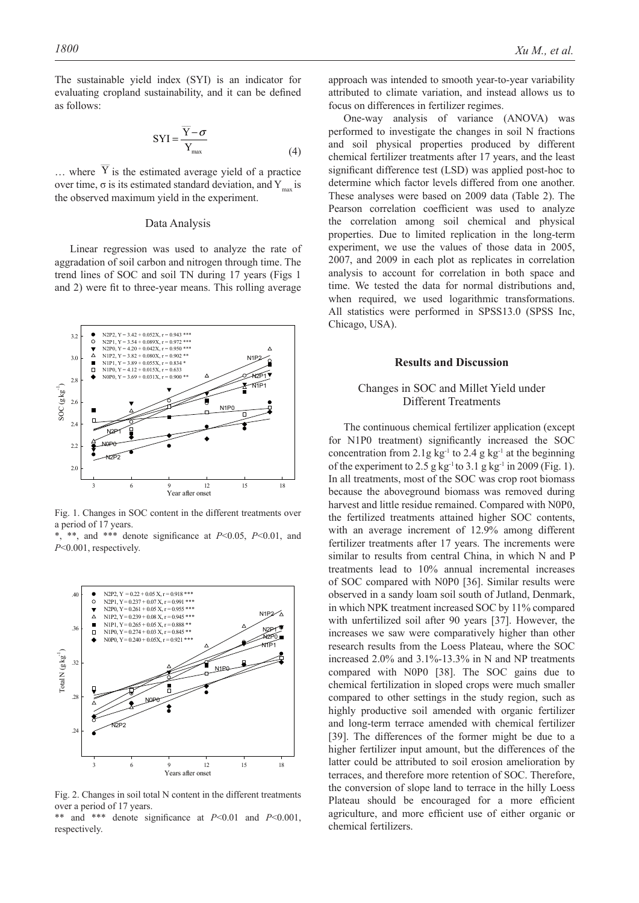The sustainable yield index (SYI) is an indicator for evaluating cropland sustainability, and it can be defined as follows:

$$\mathrm{SYI} = \frac{\overline{\mathrm{Y}} - \sigma}{\mathrm{Y}_{\max}} \tag{4}$$

... where $\overline{Y}$ is the estimated average yield of a practice over time, σ is its estimated standard deviation, and $Y_{max}$ is the observed maximum yield in the experiment.

## Data Analysis

Linear regression was used to analyze the rate of aggradation of soil carbon and nitrogen through time. The trend lines of SOC and soil TN during 17 years (Figs 1 and 2) were fit to three-year means. This rolling average approach was intended to smooth year-to-year variability attributed to climate variation, and instead allows us to focus on differences in fertilizer regimes.

Fig. 1. Changes in SOC content in the different treatments over a period of 17 years.
*, **, and *** denote significance at $P<0.05$, $P<0.01$, and $P<0.001$, respectively.

Fig. 2. Changes in soil total N content in the different treatments over a period of 17 years.
** and *** denote significance at $P<0.01$ and $P<0.001$, respectively.

One-way analysis of variance (ANOVA) was performed to investigate the changes in soil N fractions and soil physical properties produced by different chemical fertilizer treatments after 17 years, and the least significant difference test (LSD) was applied post-hoc to determine which factor levels differed from one another. These analyses were based on 2009 data (Table 2). The Pearson correlation coefficient was used to analyze the correlation among soil chemical and physical properties. Due to limited replication in the long-term experiment, we use the values of those data in 2005, 2007, and 2009 in each plot as replicates in correlation analysis to account for correlation in both space and time. We tested the data for normal distributions and, when required, we used logarithmic transformations. All statistics were performed in SPSS13.0 (SPSS Inc, Chicago, USA).

## Results and Discussion

### Changes in SOC and Millet Yield under Different Treatments

The continuous chemical fertilizer application (except for N1P0 treatment) significantly increased the SOC concentration from 2.1g $kg^{-1}$ to 2.4 g $kg^{-1}$ at the beginning of the experiment to 2.5 g $kg^{-1}$ to 3.1 g $kg^{-1}$ in 2009 (Fig. 1). In all treatments, most of the SOC was crop root biomass because the aboveground biomass was removed during harvest and little residue remained. Compared with N0P0, the fertilized treatments attained higher SOC contents, with an average increment of 12.9% among different fertilizer treatments after 17 years. The increments were similar to results from central China, in which N and P treatments lead to 10% annual incremental increases of SOC compared with N0P0 [36]. Similar results were observed in a sandy loam soil south of Jutland, Denmark, in which NPK treatment increased SOC by 11% compared with unfertilized soil after 90 years [37]. However, the increases we saw were comparatively higher than other research results from the Loess Plateau, where the SOC increased 2.0% and 3.1%-13.3% in N and NP treatments compared with N0P0 [38]. The SOC gains due to chemical fertilization in sloped crops were much smaller compared to other settings in the study region, such as highly productive soil amended with organic fertilizer and long-term terrace amended with chemical fertilizer [39]. The differences of the former might be due to a higher fertilizer input amount, but the differences of the latter could be attributed to soil erosion amelioration by terraces, and therefore more retention of SOC. Therefore, the conversion of slope land to terrace in the hilly Loess Plateau should be encouraged for a more efficient agriculture, and more efficient use of either organic or chemical fertilizers.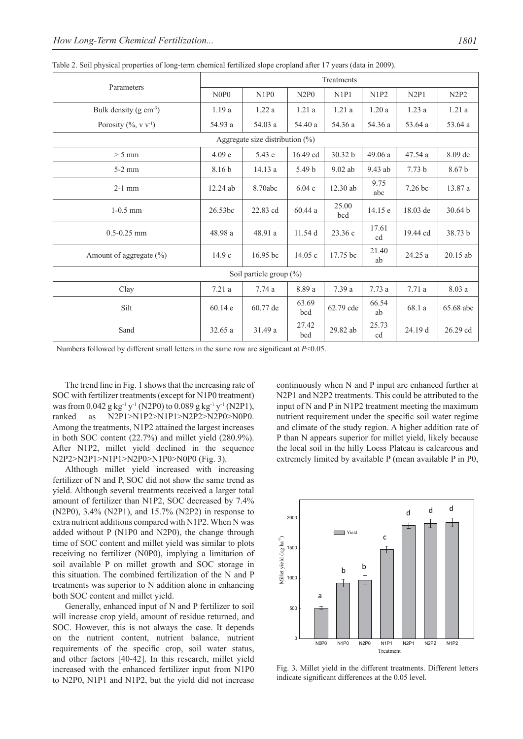Table 2. Soil physical properties of long-term chemical fertilized slope cropland after 17 years (data in 2009).

| Parameters | Treatments | | | | | | |
|---|---|---|---|---|---|---|---|
| | N0P0 | N1P0 | N2P0 | N1P1 | N1P2 | N2P1 | N2P2 |
| Bulk density (g $cm^{-3}$) | 1.19 a | 1.22 a | 1.21 a | 1.21 a | 1.20 a | 1.23 a | 1.21 a |
| Porosity (%, v $v^{-1}$) | 54.93 a | 54.03 a | 54.40 a | 54.36 a | 54.36 a | 53.64 a | 53.64 a |
| Aggregate size distribution (%) | | | | | | | |
| > 5 mm | 4.09 e | 5.43 e | 16.49 cd | 30.32 b | 49.06 a | 47.54 a | 8.09 de |
| 5-2 mm | 8.16 b | 14.13 a | 5.49 b | 9.02 ab | 9.43 ab | 7.73 b | 8.67 b |
| 2-1 mm | 12.24 ab | 8.70abc | 6.04 c | 12.30 ab | 9.75 abc | 7.26 bc | 13.87 a |
| 1-0.5 mm | 26.53bc | 22.83 cd | 60.44 a | 25.00 bcd | 14.15 e | 18.03 de | 30.64 b |
| 0.5-0.25 mm | 48.98 a | 48.91 a | 11.54 d | 23.36 c | 17.61 cd | 19.44 cd | 38.73 b |
| Amount of aggregate (%) | 14.9 c | 16.95 bc | 14.05 c | 17.75 bc | 21.40 ab | 24.25 a | 20.15 ab |
| Soil particle group (%) | | | | | | | |
| Clay | 7.21 a | 7.74 a | 8.89 a | 7.39 a | 7.73 a | 7.71 a | 8.03 a |
| Silt | 60.14 e | 60.77 de | 63.69 bcd | 62.79 cde | 66.54 ab | 68.1 a | 65.68 abc |
| Sand | 32.65 a | 31.49 a | 27.42 bcd | 29.82 ab | 25.73 cd | 24.19 d | 26.29 cd |

Numbers followed by different small letters in the same row are significant at $P$<0.05.

The trend line in Fig. 1 shows that the increasing rate of SOC with fertilizer treatments (except for N1P0 treatment) was from 0.042 g $kg^{-1}$ $y^{-1}$ (N2P0) to 0.089 g $kg^{-1}$ $y^{-1}$ (N2P1), ranked as N2P1>N1P2>N1P1>N2P2>N2P0>N0P0. Among the treatments, N1P2 attained the largest increases in both SOC content (22.7%) and millet yield (280.9%). After N1P2, millet yield declined in the sequence N2P2>N2P1>N1P1>N2P0>N1P0>N0P0 (Fig. 3).

Although millet yield increased with increasing fertilizer of N and P, SOC did not show the same trend as yield. Although several treatments received a larger total amount of fertilizer than N1P2, SOC decreased by 7.4% (N2P0), 3.4% (N2P1), and 15.7% (N2P2) in response to extra nutrient additions compared with N1P2. When N was added without P (N1P0 and N2P0), the change through time of SOC content and millet yield was similar to plots receiving no fertilizer (N0P0), implying a limitation of soil available P on millet growth and SOC storage in this situation. The combined fertilization of the N and P treatments was superior to N addition alone in enhancing both SOC content and millet yield.

Generally, enhanced input of N and P fertilizer to soil will increase crop yield, amount of residue returned, and SOC. However, this is not always the case. It depends on the nutrient content, nutrient balance, nutrient requirements of the specific crop, soil water status, and other factors [40-42]. In this research, millet yield increased with the enhanced fertilizer input from N1P0 to N2P0, N1P1 and N1P2, but the yield did not increase continuously when N and P input are enhanced further at N2P1 and N2P2 treatments. This could be attributed to the input of N and P in N1P2 treatment meeting the maximum nutrient requirement under the specific soil water regime and climate of the study region. A higher addition rate of P than N appears superior for millet yield, likely because the local soil in the hilly Loess Plateau is calcareous and extremely limited by available P (mean available P in P0,

Fig. 3. Millet yield in the different treatments. Different letters indicate significant differences at the 0.05 level.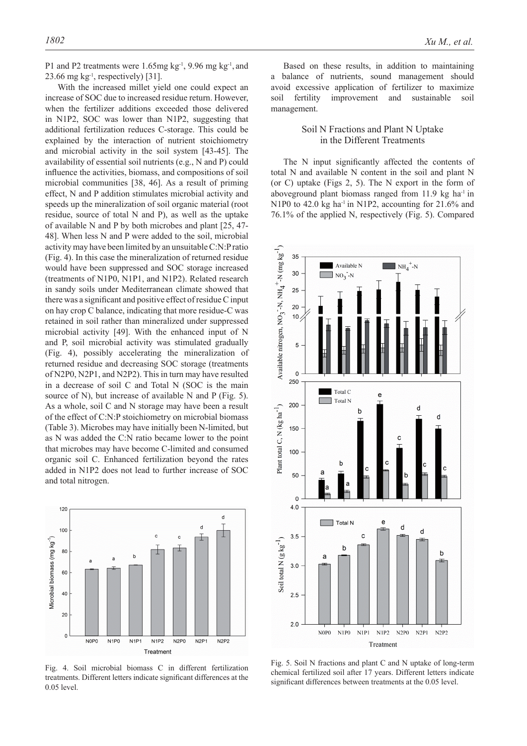P1 and P2 treatments were 1.65mg $kg^{-1}$, 9.96 mg $kg^{-1}$, and 23.66 mg $kg^{-1}$, respectively) [31].

With the increased millet yield one could expect an increase of SOC due to increased residue return. However, when the fertilizer additions exceeded those delivered in N1P2, SOC was lower than N1P2, suggesting that additional fertilization reduces C-storage. This could be explained by the interaction of nutrient stoichiometry and microbial activity in the soil system [43-45]. The availability of essential soil nutrients (e.g., N and P) could influence the activities, biomass, and compositions of soil microbial communities [38, 46]. As a result of priming effect, N and P addition stimulates microbial activity and speeds up the mineralization of soil organic material (root residue, source of total N and P), as well as the uptake of available N and P by both microbes and plant [25, 47-48]. When less N and P were added to the soil, microbial activity may have been limited by an unsuitable C:N:P ratio (Fig. 4). In this case the mineralization of returned residue would have been suppressed and SOC storage increased (treatments of N1P0, N1P1, and N1P2). Related research in sandy soils under Mediterranean climate showed that there was a significant and positive effect of residue C input on hay crop C balance, indicating that more residue-C was retained in soil rather than mineralized under suppressed microbial activity [49]. With the enhanced input of N and P, soil microbial activity was stimulated gradually (Fig. 4), possibly accelerating the mineralization of returned residue and decreasing SOC storage (treatments of N2P0, N2P1, and N2P2). This in turn may have resulted in a decrease of soil C and Total N (SOC is the main source of N), but increase of available N and P (Fig. 5). As a whole, soil C and N storage may have been a result of the effect of C:N:P stoichiometry on microbial biomass (Table 3). Microbes may have initially been N-limited, but as N was added the C:N ratio became lower to the point that microbes may have become C-limited and consumed organic soil C. Enhanced fertilization beyond the rates added in N1P2 does not lead to further increase of SOC and total nitrogen.

Fig. 4. Soil microbial biomass C in different fertilization treatments. Different letters indicate significant differences at the 0.05 level.

Based on these results, in addition to maintaining a balance of nutrients, sound management should avoid excessive application of fertilizer to maximize soil fertility improvement and sustainable soil management.

## Soil N Fractions and Plant N Uptake in the Different Treatments

The N input significantly affected the contents of total N and available N content in the soil and plant N (or C) uptake (Figs 2, 5). The N export in the form of aboveground plant biomass ranged from 11.9 kg $ha^{-1}$ in N1P0 to 42.0 kg $ha^{-1}$ in N1P2, accounting for 21.6% and 76.1% of the applied N, respectively (Fig. 5). Compared

Fig. 5. Soil N fractions and plant C and N uptake of long-term chemical fertilized soil after 17 years. Different letters indicate significant differences between treatments at the 0.05 level.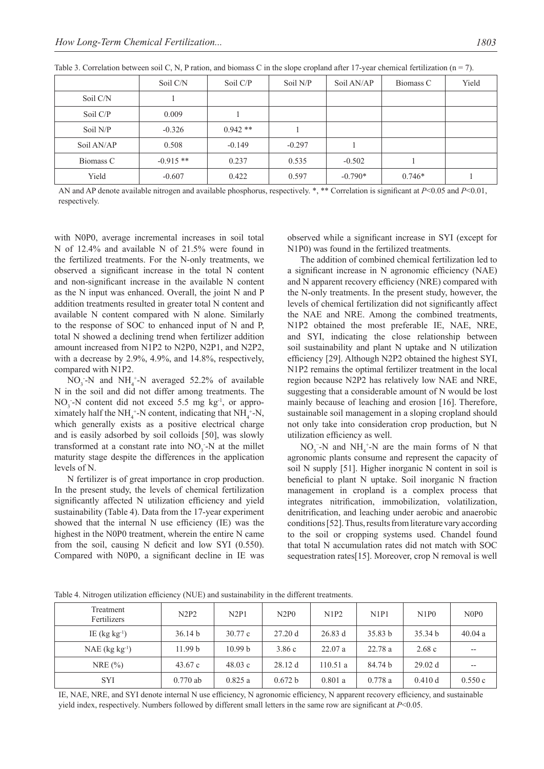Table 3. Correlation between soil C, N, P ration, and biomass C in the slope cropland after 17-year chemical fertilization (n = 7).

| | Soil C/N | Soil C/P | Soil N/P | Soil AN/AP | Biomass C | Yield |
|---|---|---|---|---|---|---|
| Soil C/N | 1 | | | | | |
| Soil C/P | 0.009 | 1 | | | | |
| Soil N/P | -0.326 | 0.942 ** | 1 | | | |
| Soil AN/AP | 0.508 | -0.149 | -0.297 | 1 | | |
| Biomass C | -0.915 ** | 0.237 | 0.535 | -0.502 | 1 | |
| Yield | -0.607 | 0.422 | 0.597 | -0.790* | 0.746* | 1 |

AN and AP denote available nitrogen and available phosphorus, respectively. *, ** Correlation is significant at $P<0.05$ and $P<0.01$, respectively.

with N0P0, average incremental increases in soil total N of 12.4% and available N of 21.5% were found in the fertilized treatments. For the N-only treatments, we observed a significant increase in the total N content and non-significant increase in the available N content as the N input was enhanced. Overall, the joint N and P addition treatments resulted in greater total N content and available N content compared with N alone. Similarly to the response of SOC to enhanced input of N and P, total N showed a declining trend when fertilizer addition amount increased from N1P2 to N2P0, N2P1, and N2P2, with a decrease by 2.9%, 4.9%, and 14.8%, respectively, compared with N1P2.

$NO_3^-$-N and $NH_4^+$-N averaged 52.2% of available N in the soil and did not differ among treatments. The $NO_3^-$-N content did not exceed 5.5 mg kg$^{-1}$, or approximately half the $NH_4^+$-N content, indicating that $NH_4^+$-N, which generally exists as a positive electrical charge and is easily adsorbed by soil colloids [50], was slowly transformed at a constant rate into $NO_3^-$-N at the millet maturity stage despite the differences in the application levels of N.

N fertilizer is of great importance in crop production. In the present study, the levels of chemical fertilization significantly affected N utilization efficiency and yield sustainability (Table 4). Data from the 17-year experiment showed that the internal N use efficiency (IE) was the highest in the N0P0 treatment, wherein the entire N came from the soil, causing N deficit and low SYI (0.550). Compared with N0P0, a significant decline in IE was observed while a significant increase in SYI (except for N1P0) was found in the fertilized treatments.

The addition of combined chemical fertilization led to a significant increase in N agronomic efficiency (NAE) and N apparent recovery efficiency (NRE) compared with the N-only treatments. In the present study, however, the levels of chemical fertilization did not significantly affect the NAE and NRE. Among the combined treatments, N1P2 obtained the most preferable IE, NAE, NRE, and SYI, indicating the close relationship between soil sustainability and plant N uptake and N utilization efficiency [29]. Although N2P2 obtained the highest SYI, N1P2 remains the optimal fertilizer treatment in the local region because N2P2 has relatively low NAE and NRE, suggesting that a considerable amount of N would be lost mainly because of leaching and erosion [16]. Therefore, sustainable soil management in a sloping cropland should not only take into consideration crop production, but N utilization efficiency as well.

$NO_3^-$-N and $NH_4^+$-N are the main forms of N that agronomic plants consume and represent the capacity of soil N supply [51]. Higher inorganic N content in soil is beneficial to plant N uptake. Soil inorganic N fraction management in cropland is a complex process that integrates nitrification, immobilization, volatilization, denitrification, and leaching under aerobic and anaerobic conditions [52]. Thus, results from literature vary according to the soil or cropping systems used. Chandel found that total N accumulation rates did not match with SOC sequestration rates[15]. Moreover, crop N removal is well

Table 4. Nitrogen utilization efficiency (NUE) and sustainability in the different treatments.

| Treatment Fertilizers | N2P2 | N2P1 | N2P0 | N1P2 | N1P1 | N1P0 | N0P0 |
|---|---|---|---|---|---|---|---|
| IE (kg kg$^{-1}$) | 36.14 b | 30.77 c | 27.20 d | 26.83 d | 35.83 b | 35.34 b | 40.04 a |
| NAE (kg kg$^{-1}$) | 11.99 b | 10.99 b | 3.86 c | 22.07 a | 22.78 a | 2.68 c | -- |
| NRE (%) | 43.67 c | 48.03 c | 28.12 d | 110.51 a | 84.74 b | 29.02 d | -- |
| SYI | 0.770 ab | 0.825 a | 0.672 b | 0.801 a | 0.778 a | 0.410 d | 0.550 c |

IE, NAE, NRE, and SYI denote internal N use efficiency, N agronomic efficiency, N apparent recovery efficiency, and sustainable yield index, respectively. Numbers followed by different small letters in the same row are significant at $P<0.05$.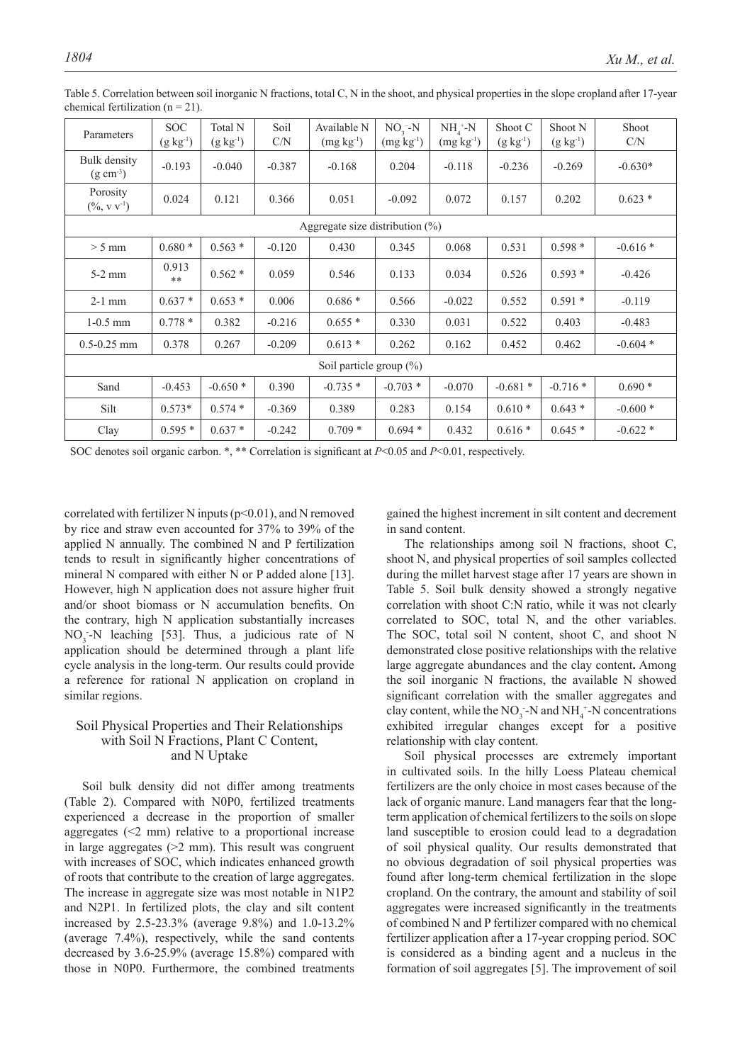Table 5. Correlation between soil inorganic N fractions, total C, N in the shoot, and physical properties in the slope cropland after 17-year chemical fertilization (n = 21).

| Parameters | SOC ($g\ kg^{-1}$) | Total N ($g\ kg^{-1}$) | Soil C/N | Available N ($mg\ kg^{-1}$) | $NO_3^-$-N ($mg\ kg^{-1}$) | $NH_4^+$-N ($mg\ kg^{-1}$) | Shoot C ($g\ kg^{-1}$) | Shoot N ($g\ kg^{-1}$) | Shoot C/N |
|---|---|---|---|---|---|---|---|---|---|
| Bulk density ($g\ cm^{-3}$) | -0.193 | -0.040 | -0.387 | -0.168 | 0.204 | -0.118 | -0.236 | -0.269 | -0.630* |
| Porosity (%, $v\ v^{-1}$) | 0.024 | 0.121 | 0.366 | 0.051 | -0.092 | 0.072 | 0.157 | 0.202 | 0.623 * |
| Aggregate size distribution (%) | | | | | | | | | |
| > 5 mm | 0.680 * | 0.563 * | -0.120 | 0.430 | 0.345 | 0.068 | 0.531 | 0.598 * | -0.616 * |
| 5-2 mm | 0.913 ** | 0.562 * | 0.059 | 0.546 | 0.133 | 0.034 | 0.526 | 0.593 * | -0.426 |
| 2-1 mm | 0.637 * | 0.653 * | 0.006 | 0.686 * | 0.566 | -0.022 | 0.552 | 0.591 * | -0.119 |
| 1-0.5 mm | 0.778 * | 0.382 | -0.216 | 0.655 * | 0.330 | 0.031 | 0.522 | 0.403 | -0.483 |
| 0.5-0.25 mm | 0.378 | 0.267 | -0.209 | 0.613 * | 0.262 | 0.162 | 0.452 | 0.462 | -0.604 * |
| Soil particle group (%) | | | | | | | | | |
| Sand | -0.453 | -0.650 * | 0.390 | -0.735 * | -0.703 * | -0.070 | -0.681 * | -0.716 * | 0.690 * |
| Silt | 0.573* | 0.574 * | -0.369 | 0.389 | 0.283 | 0.154 | 0.610 * | 0.643 * | -0.600 * |
| Clay | 0.595 * | 0.637 * | -0.242 | 0.709 * | 0.694 * | 0.432 | 0.616 * | 0.645 * | -0.622 * |

SOC denotes soil organic carbon. *, ** Correlation is significant at $P<0.05$ and $P<0.01$, respectively.

correlated with fertilizer N inputs ($p<0.01$), and N removed by rice and straw even accounted for 37% to 39% of the applied N annually. The combined N and P fertilization tends to result in significantly higher concentrations of mineral N compared with either N or P added alone [13]. However, high N application does not assure higher fruit and/or shoot biomass or N accumulation benefits. On the contrary, high N application substantially increases $NO_3^-$-N leaching [53]. Thus, a judicious rate of N application should be determined through a plant life cycle analysis in the long-term. Our results could provide a reference for rational N application on cropland in similar regions.

## Soil Physical Properties and Their Relationships with Soil N Fractions, Plant C Content, and N Uptake

Soil bulk density did not differ among treatments (Table 2). Compared with N0P0, fertilized treatments experienced a decrease in the proportion of smaller aggregates (<2 mm) relative to a proportional increase in large aggregates (>2 mm). This result was congruent with increases of SOC, which indicates enhanced growth of roots that contribute to the creation of large aggregates. The increase in aggregate size was most notable in N1P2 and N2P1. In fertilized plots, the clay and silt content increased by 2.5-23.3% (average 9.8%) and 1.0-13.2% (average 7.4%), respectively, while the sand contents decreased by 3.6-25.9% (average 15.8%) compared with those in N0P0. Furthermore, the combined treatments gained the highest increment in silt content and decrement in sand content.

The relationships among soil N fractions, shoot C, shoot N, and physical properties of soil samples collected during the millet harvest stage after 17 years are shown in Table 5. Soil bulk density showed a strongly negative correlation with shoot C:N ratio, while it was not clearly correlated to SOC, total N, and the other variables. The SOC, total soil N content, shoot C, and shoot N demonstrated close positive relationships with the relative large aggregate abundances and the clay content**.** Among the soil inorganic N fractions, the available N showed significant correlation with the smaller aggregates and clay content, while the $NO_3^-$-N and $NH_4^+$-N concentrations exhibited irregular changes except for a positive relationship with clay content.

Soil physical processes are extremely important in cultivated soils. In the hilly Loess Plateau chemical fertilizers are the only choice in most cases because of the lack of organic manure. Land managers fear that the long-term application of chemical fertilizers to the soils on slope land susceptible to erosion could lead to a degradation of soil physical quality. Our results demonstrated that no obvious degradation of soil physical properties was found after long-term chemical fertilization in the slope cropland. On the contrary, the amount and stability of soil aggregates were increased significantly in the treatments of combined N and P fertilizer compared with no chemical fertilizer application after a 17-year cropping period. SOC is considered as a binding agent and a nucleus in the formation of soil aggregates [5]. The improvement of soil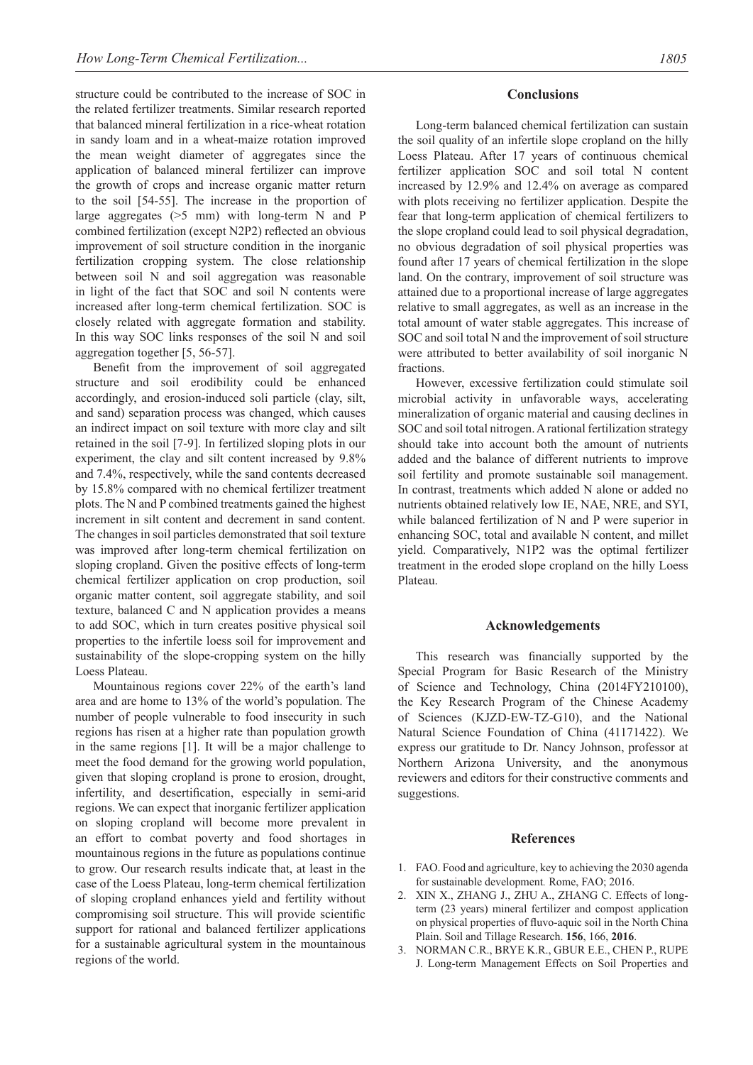structure could be contributed to the increase of SOC in the related fertilizer treatments. Similar research reported that balanced mineral fertilization in a rice-wheat rotation in sandy loam and in a wheat-maize rotation improved the mean weight diameter of aggregates since the application of balanced mineral fertilizer can improve the growth of crops and increase organic matter return to the soil [54-55]. The increase in the proportion of large aggregates (>5 mm) with long-term N and P combined fertilization (except N2P2) reflected an obvious improvement of soil structure condition in the inorganic fertilization cropping system. The close relationship between soil N and soil aggregation was reasonable in light of the fact that SOC and soil N contents were increased after long-term chemical fertilization. SOC is closely related with aggregate formation and stability. In this way SOC links responses of the soil N and soil aggregation together [5, 56-57].

Benefit from the improvement of soil aggregated structure and soil erodibility could be enhanced accordingly, and erosion-induced soli particle (clay, silt, and sand) separation process was changed, which causes an indirect impact on soil texture with more clay and silt retained in the soil [7-9]. In fertilized sloping plots in our experiment, the clay and silt content increased by 9.8% and 7.4%, respectively, while the sand contents decreased by 15.8% compared with no chemical fertilizer treatment plots. The N and P combined treatments gained the highest increment in silt content and decrement in sand content. The changes in soil particles demonstrated that soil texture was improved after long-term chemical fertilization on sloping cropland. Given the positive effects of long-term chemical fertilizer application on crop production, soil organic matter content, soil aggregate stability, and soil texture, balanced C and N application provides a means to add SOC, which in turn creates positive physical soil properties to the infertile loess soil for improvement and sustainability of the slope-cropping system on the hilly Loess Plateau.

Mountainous regions cover 22% of the earth's land area and are home to 13% of the world's population. The number of people vulnerable to food insecurity in such regions has risen at a higher rate than population growth in the same regions [1]. It will be a major challenge to meet the food demand for the growing world population, given that sloping cropland is prone to erosion, drought, infertility, and desertification, especially in semi-arid regions. We can expect that inorganic fertilizer application on sloping cropland will become more prevalent in an effort to combat poverty and food shortages in mountainous regions in the future as populations continue to grow. Our research results indicate that, at least in the case of the Loess Plateau, long-term chemical fertilization of sloping cropland enhances yield and fertility without compromising soil structure. This will provide scientific support for rational and balanced fertilizer applications for a sustainable agricultural system in the mountainous regions of the world.

## Conclusions

Long-term balanced chemical fertilization can sustain the soil quality of an infertile slope cropland on the hilly Loess Plateau. After 17 years of continuous chemical fertilizer application SOC and soil total N content increased by 12.9% and 12.4% on average as compared with plots receiving no fertilizer application. Despite the fear that long-term application of chemical fertilizers to the slope cropland could lead to soil physical degradation, no obvious degradation of soil physical properties was found after 17 years of chemical fertilization in the slope land. On the contrary, improvement of soil structure was attained due to a proportional increase of large aggregates relative to small aggregates, as well as an increase in the total amount of water stable aggregates. This increase of SOC and soil total N and the improvement of soil structure were attributed to better availability of soil inorganic N fractions.

However, excessive fertilization could stimulate soil microbial activity in unfavorable ways, accelerating mineralization of organic material and causing declines in SOC and soil total nitrogen. A rational fertilization strategy should take into account both the amount of nutrients added and the balance of different nutrients to improve soil fertility and promote sustainable soil management. In contrast, treatments which added N alone or added no nutrients obtained relatively low IE, NAE, NRE, and SYI, while balanced fertilization of N and P were superior in enhancing SOC, total and available N content, and millet yield. Comparatively, N1P2 was the optimal fertilizer treatment in the eroded slope cropland on the hilly Loess Plateau.

## Acknowledgements

This research was financially supported by the Special Program for Basic Research of the Ministry of Science and Technology, China (2014FY210100), the Key Research Program of the Chinese Academy of Sciences (KJZD-EW-TZ-G10), and the National Natural Science Foundation of China (41171422). We express our gratitude to Dr. Nancy Johnson, professor at Northern Arizona University, and the anonymous reviewers and editors for their constructive comments and suggestions.

## References

1. FAO. Food and agriculture, key to achieving the 2030 agenda for sustainable development. Rome, FAO; 2016.
2. XIN X., ZHANG J., ZHU A., ZHANG C. Effects of long-term (23 years) mineral fertilizer and compost application on physical properties of fluvo-aquic soil in the North China Plain. Soil and Tillage Research. **156**, 166, **2016**.
3. NORMAN C.R., BRYE K.R., GBUR E.E., CHEN P., RUPE J. Long-term Management Effects on Soil Properties and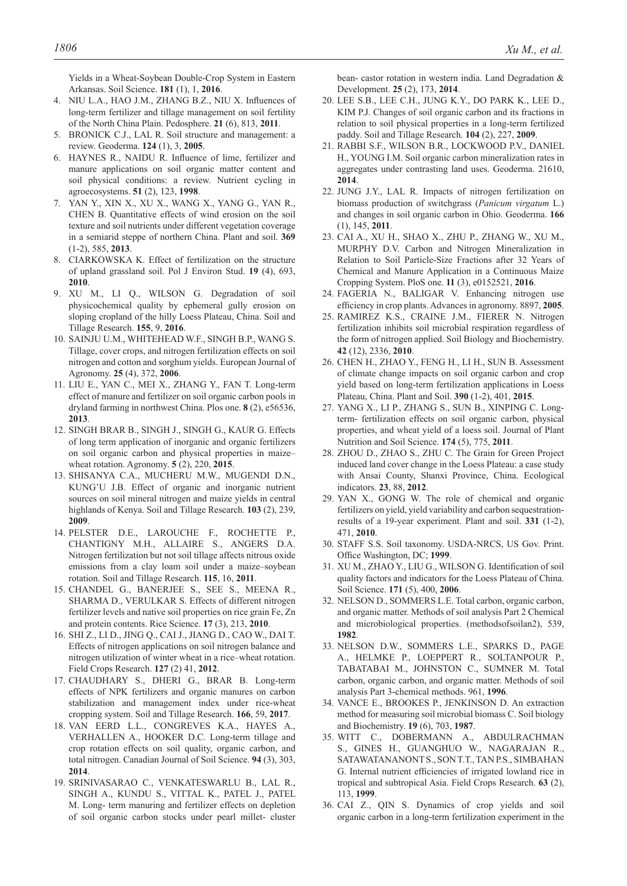Yields in a Wheat-Soybean Double-Crop System in Eastern Arkansas. Soil Science. **181** (1), 1, **2016**.

4. NIU L.A., HAO J.M., ZHANG B.Z., NIU X. Influences of long-term fertilizer and tillage management on soil fertility of the North China Plain. Pedosphere. **21** (6), 813, **2011**.
5. BRONICK C.J., LAL R. Soil structure and management: a review. Geoderma. **124** (1), 3, **2005**.
6. HAYNES R., NAIDU R. Influence of lime, fertilizer and manure applications on soil organic matter content and soil physical conditions: a review. Nutrient cycling in agroecosystems. **51** (2), 123, **1998**.
7. YAN Y., XIN X., XU X., WANG X., YANG G., YAN R., CHEN B. Quantitative effects of wind erosion on the soil texture and soil nutrients under different vegetation coverage in a semiarid steppe of northern China. Plant and soil. **369** (1-2), 585, **2013**.
8. CIARKOWSKA K. Effect of fertilization on the structure of upland grassland soil. Pol J Environ Stud. **19** (4), 693, **2010**.
9. XU M., LI Q., WILSON G. Degradation of soil physicochemical quality by ephemeral gully erosion on sloping cropland of the hilly Loess Plateau, China. Soil and Tillage Research. **155**, 9, **2016**.
10. SAINJU U.M., WHITEHEAD W.F., SINGH B.P., WANG S. Tillage, cover crops, and nitrogen fertilization effects on soil nitrogen and cotton and sorghum yields. European Journal of Agronomy. **25** (4), 372, **2006**.
11. LIU E., YAN C., MEI X., ZHANG Y., FAN T. Long-term effect of manure and fertilizer on soil organic carbon pools in dryland farming in northwest China. Plos one. **8** (2), e56536, **2013**.
12. SINGH BRAR B., SINGH J., SINGH G., KAUR G. Effects of long term application of inorganic and organic fertilizers on soil organic carbon and physical properties in maize–wheat rotation. Agronomy. **5** (2), 220, **2015**.
13. SHISANYA C.A., MUCHERU M.W., MUGENDI D.N., KUNG'U J.B. Effect of organic and inorganic nutrient sources on soil mineral nitrogen and maize yields in central highlands of Kenya. Soil and Tillage Research. **103** (2), 239, **2009**.
14. PELSTER D.E., LAROUCHE F., ROCHETTE P., CHANTIGNY M.H., ALLAIRE S., ANGERS D.A. Nitrogen fertilization but not soil tillage affects nitrous oxide emissions from a clay loam soil under a maize–soybean rotation. Soil and Tillage Research. **115**, 16, **2011**.
15. CHANDEL G., BANERJEE S., SEE S., MEENA R., SHARMA D., VERULKAR S. Effects of different nitrogen fertilizer levels and native soil properties on rice grain Fe, Zn and protein contents. Rice Science. **17** (3), 213, **2010**.
16. SHI Z., LI D., JING Q., CAI J., JIANG D., CAO W., DAI T. Effects of nitrogen applications on soil nitrogen balance and nitrogen utilization of winter wheat in a rice–wheat rotation. Field Crops Research. **127** (2) 41, **2012**.
17. CHAUDHARY S., DHERI G., BRAR B. Long-term effects of NPK fertilizers and organic manures on carbon stabilization and management index under rice-wheat cropping system. Soil and Tillage Research. **166**, 59, **2017**.
18. VAN EERD L.L., CONGREVES K.A., HAYES A., VERHALLEN A., HOOKER D.C. Long-term tillage and crop rotation effects on soil quality, organic carbon, and total nitrogen. Canadian Journal of Soil Science. **94** (3), 303, **2014**.
19. SRINIVASARAO C., VENKATESWARLU B., LAL R., SINGH A., KUNDU S., VITTAL K., PATEL J., PATEL M. Long- term manuring and fertilizer effects on depletion of soil organic carbon stocks under pearl millet- cluster bean- castor rotation in western india. Land Degradation & Development. **25** (2), 173, **2014**.
20. LEE S.B., LEE C.H., JUNG K.Y., DO PARK K., LEE D., KIM P.J. Changes of soil organic carbon and its fractions in relation to soil physical properties in a long-term fertilized paddy. Soil and Tillage Research. **104** (2), 227, **2009**.
21. RABBI S.F., WILSON B.R., LOCKWOOD P.V., DANIEL H., YOUNG I.M. Soil organic carbon mineralization rates in aggregates under contrasting land uses. Geoderma. 21610, **2014**.
22. JUNG J.Y., LAL R. Impacts of nitrogen fertilization on biomass production of switchgrass (*Panicum virgatum* L.) and changes in soil organic carbon in Ohio. Geoderma. **166** (1), 145, **2011**.
23. CAI A., XU H., SHAO X., ZHU P., ZHANG W., XU M., MURPHY D.V. Carbon and Nitrogen Mineralization in Relation to Soil Particle-Size Fractions after 32 Years of Chemical and Manure Application in a Continuous Maize Cropping System. PloS one. **11** (3), e0152521, **2016**.
24. FAGERIA N., BALIGAR V. Enhancing nitrogen use efficiency in crop plants. Advances in agronomy. 8897, **2005**.
25. RAMIREZ K.S., CRAINE J.M., FIERER N. Nitrogen fertilization inhibits soil microbial respiration regardless of the form of nitrogen applied. Soil Biology and Biochemistry. **42** (12), 2336, **2010**.
26. CHEN H., ZHAO Y., FENG H., LI H., SUN B. Assessment of climate change impacts on soil organic carbon and crop yield based on long-term fertilization applications in Loess Plateau, China. Plant and Soil. **390** (1-2), 401, **2015**.
27. YANG X., LI P., ZHANG S., SUN B., XINPING C. Long-term- fertilization effects on soil organic carbon, physical properties, and wheat yield of a loess soil. Journal of Plant Nutrition and Soil Science. **174** (5), 775, **2011**.
28. ZHOU D., ZHAO S., ZHU C. The Grain for Green Project induced land cover change in the Loess Plateau: a case study with Ansai County, Shanxi Province, China. Ecological indicators. **23**, 88, **2012**.
29. YAN X., GONG W. The role of chemical and organic fertilizers on yield, yield variability and carbon sequestration-results of a 19-year experiment. Plant and soil. **331** (1-2), 471, **2010**.
30. STAFF S.S. Soil taxonomy. USDA-NRCS, US Gov. Print. Office Washington, DC; **1999**.
31. XU M., ZHAO Y., LIU G., WILSON G. Identification of soil quality factors and indicators for the Loess Plateau of China. Soil Science. **171** (5), 400, **2006**.
32. NELSON D., SOMMERS L.E. Total carbon, organic carbon, and organic matter. Methods of soil analysis Part 2 Chemical and microbiological properties. (methodsofsoilan2), 539, **1982**.
33. NELSON D.W., SOMMERS L.E., SPARKS D., PAGE A., HELMKE P., LOEPPERT R., SOLTANPOUR P., TABATABAI M., JOHNSTON C., SUMNER M. Total carbon, organic carbon, and organic matter. Methods of soil analysis Part 3-chemical methods. 961, **1996**.
34. VANCE E., BROOKES P., JENKINSON D. An extraction method for measuring soil microbial biomass C. Soil biology and Biochemistry. **19** (6), 703, **1987**.
35. WITT C., DOBERMANN A., ABDULRACHMAN S., GINES H., GUANGHUO W., NAGARAJAN R., SATAWATANANONT S., SON T.T., TAN P.S., SIMBAHAN G. Internal nutrient efficiencies of irrigated lowland rice in tropical and subtropical Asia. Field Crops Research. **63** (2), 113, **1999**.
36. CAI Z., QIN S. Dynamics of crop yields and soil organic carbon in a long-term fertilization experiment in the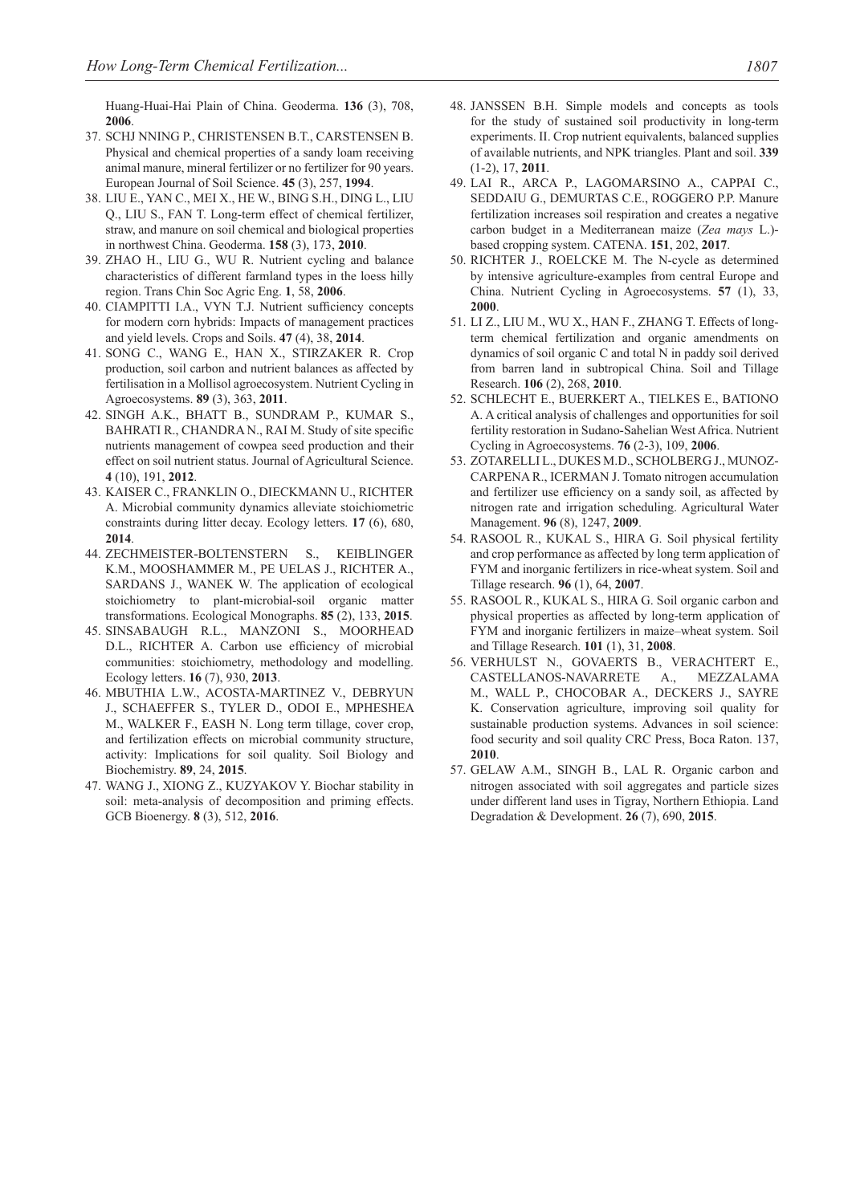Huang-Huai-Hai Plain of China. Geoderma. **136** (3), 708, **2006**.

37. SCHJ NNING P., CHRISTENSEN B.T., CARSTENSEN B. Physical and chemical properties of a sandy loam receiving animal manure, mineral fertilizer or no fertilizer for 90 years. European Journal of Soil Science. **45** (3), 257, **1994**.
38. LIU E., YAN C., MEI X., HE W., BING S.H., DING L., LIU Q., LIU S., FAN T. Long-term effect of chemical fertilizer, straw, and manure on soil chemical and biological properties in northwest China. Geoderma. **158** (3), 173, **2010**.
39. ZHAO H., LIU G., WU R. Nutrient cycling and balance characteristics of different farmland types in the loess hilly region. Trans Chin Soc Agric Eng. **1**, 58, **2006**.
40. CIAMPITTI I.A., VYN T.J. Nutrient sufficiency concepts for modern corn hybrids: Impacts of management practices and yield levels. Crops and Soils. **47** (4), 38, **2014**.
41. SONG C., WANG E., HAN X., STIRZAKER R. Crop production, soil carbon and nutrient balances as affected by fertilisation in a Mollisol agroecosystem. Nutrient Cycling in Agroecosystems. **89** (3), 363, **2011**.
42. SINGH A.K., BHATT B., SUNDRAM P., KUMAR S., BAHRATI R., CHANDRA N., RAI M. Study of site specific nutrients management of cowpea seed production and their effect on soil nutrient status. Journal of Agricultural Science. **4** (10), 191, **2012**.
43. KAISER C., FRANKLIN O., DIECKMANN U., RICHTER A. Microbial community dynamics alleviate stoichiometric constraints during litter decay. Ecology letters. **17** (6), 680, **2014**.
44. ZECHMEISTER-BOLTENSTERN S., KEIBLINGER K.M., MOOSHAMMER M., PE UELAS J., RICHTER A., SARDANS J., WANEK W. The application of ecological stoichiometry to plant-microbial-soil organic matter transformations. Ecological Monographs. **85** (2), 133, **2015**.
45. SINSABAUGH R.L., MANZONI S., MOORHEAD D.L., RICHTER A. Carbon use efficiency of microbial communities: stoichiometry, methodology and modelling. Ecology letters. **16** (7), 930, **2013**.
46. MBUTHIA L.W., ACOSTA-MARTINEZ V., DEBRYUN J., SCHAEFFER S., TYLER D., ODOI E., MPHESHEA M., WALKER F., EASH N. Long term tillage, cover crop, and fertilization effects on microbial community structure, activity: Implications for soil quality. Soil Biology and Biochemistry. **89**, 24, **2015**.
47. WANG J., XIONG Z., KUZYAKOV Y. Biochar stability in soil: meta-analysis of decomposition and priming effects. GCB Bioenergy. **8** (3), 512, **2016**.
48. JANSSEN B.H. Simple models and concepts as tools for the study of sustained soil productivity in long-term experiments. II. Crop nutrient equivalents, balanced supplies of available nutrients, and NPK triangles. Plant and soil. **339** (1-2), 17, **2011**.
49. LAI R., ARCA P., LAGOMARSINO A., CAPPAI C., SEDDAIU G., DEMURTAS C.E., ROGGERO P.P. Manure fertilization increases soil respiration and creates a negative carbon budget in a Mediterranean maize (*Zea mays* L.)-based cropping system. CATENA. **151**, 202, **2017**.
50. RICHTER J., ROELCKE M. The N-cycle as determined by intensive agriculture-examples from central Europe and China. Nutrient Cycling in Agroecosystems. **57** (1), 33, **2000**.
51. LI Z., LIU M., WU X., HAN F., ZHANG T. Effects of long-term chemical fertilization and organic amendments on dynamics of soil organic C and total N in paddy soil derived from barren land in subtropical China. Soil and Tillage Research. **106** (2), 268, **2010**.
52. SCHLECHT E., BUERKERT A., TIELKES E., BATIONO A. A critical analysis of challenges and opportunities for soil fertility restoration in Sudano-Sahelian West Africa. Nutrient Cycling in Agroecosystems. **76** (2-3), 109, **2006**.
53. ZOTARELLI L., DUKES M.D., SCHOLBERG J., MUNOZ-CARPENA R., ICERMAN J. Tomato nitrogen accumulation and fertilizer use efficiency on a sandy soil, as affected by nitrogen rate and irrigation scheduling. Agricultural Water Management. **96** (8), 1247, **2009**.
54. RASOOL R., KUKAL S., HIRA G. Soil physical fertility and crop performance as affected by long term application of FYM and inorganic fertilizers in rice-wheat system. Soil and Tillage research. **96** (1), 64, **2007**.
55. RASOOL R., KUKAL S., HIRA G. Soil organic carbon and physical properties as affected by long-term application of FYM and inorganic fertilizers in maize–wheat system. Soil and Tillage Research. **101** (1), 31, **2008**.
56. VERHULST N., GOVAERTS B., VERACHTERT E., CASTELLANOS-NAVARRETE A., MEZZALAMA M., WALL P., CHOCOBAR A., DECKERS J., SAYRE K. Conservation agriculture, improving soil quality for sustainable production systems. Advances in soil science: food security and soil quality CRC Press, Boca Raton. 137, **2010**.
57. GELAW A.M., SINGH B., LAL R. Organic carbon and nitrogen associated with soil aggregates and particle sizes under different land uses in Tigray, Northern Ethiopia. Land Degradation & Development. **26** (7), 690, **2015**.